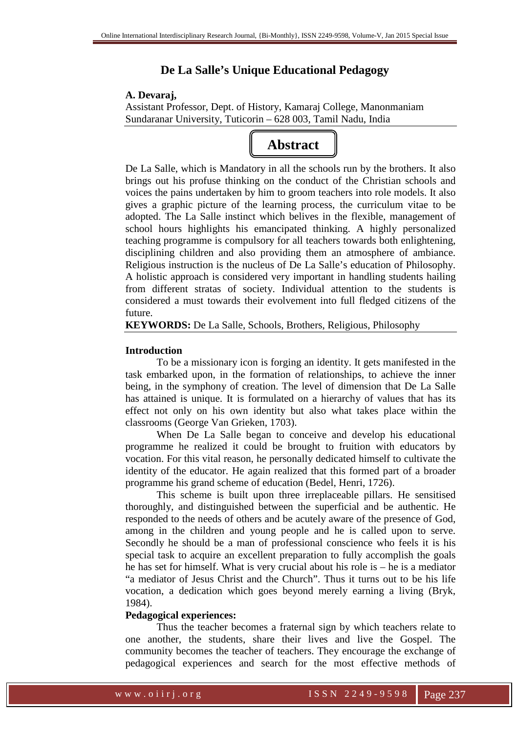# De La Salle's Unique Educational Pedagogy

**A. Devaraj,**
Assistant Professor, Dept. of History, Kamaraj College, Manonmaniam Sundaranar University, Tuticorin – 628 003, Tamil Nadu, India

## Abstract

De La Salle, which is Mandatory in all the schools run by the brothers. It also brings out his profuse thinking on the conduct of the Christian schools and voices the pains undertaken by him to groom teachers into role models. It also gives a graphic picture of the learning process, the curriculum vitae to be adopted. The La Salle instinct which belives in the flexible, management of school hours highlights his emancipated thinking. A highly personalized teaching programme is compulsory for all teachers towards both enlightening, disciplining children and also providing them an atmosphere of ambiance. Religious instruction is the nucleus of De La Salle's education of Philosophy. A holistic approach is considered very important in handling students hailing from different stratas of society. Individual attention to the students is considered a must towards their evolvement into full fledged citizens of the future.

**KEYWORDS:** De La Salle, Schools, Brothers, Religious, Philosophy

**Introduction**

To be a missionary icon is forging an identity. It gets manifested in the task embarked upon, in the formation of relationships, to achieve the inner being, in the symphony of creation. The level of dimension that De La Salle has attained is unique. It is formulated on a hierarchy of values that has its effect not only on his own identity but also what takes place within the classrooms (George Van Grieken, 1703).

When De La Salle began to conceive and develop his educational programme he realized it could be brought to fruition with educators by vocation. For this vital reason, he personally dedicated himself to cultivate the identity of the educator. He again realized that this formed part of a broader programme his grand scheme of education (Bedel, Henri, 1726).

This scheme is built upon three irreplaceable pillars. He sensitised thoroughly, and distinguished between the superficial and be authentic. He responded to the needs of others and be acutely aware of the presence of God, among in the children and young people and he is called upon to serve. Secondly he should be a man of professional conscience who feels it is his special task to acquire an excellent preparation to fully accomplish the goals he has set for himself. What is very crucial about his role is – he is a mediator "a mediator of Jesus Christ and the Church". Thus it turns out to be his life vocation, a dedication which goes beyond merely earning a living (Bryk, 1984).

**Pedagogical experiences:**

Thus the teacher becomes a fraternal sign by which teachers relate to one another, the students, share their lives and live the Gospel. The community becomes the teacher of teachers. They encourage the exchange of pedagogical experiences and search for the most effective methods of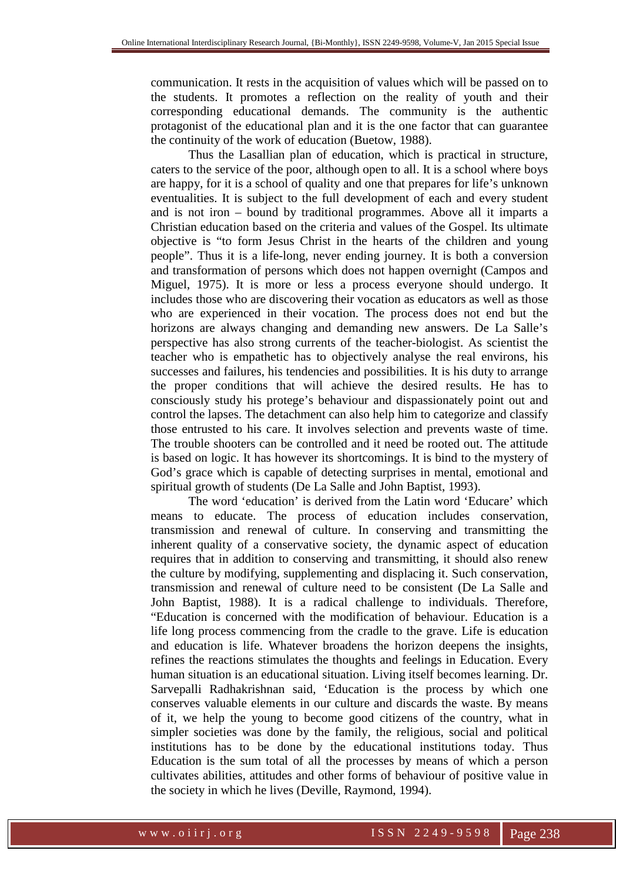communication. It rests in the acquisition of values which will be passed on to the students. It promotes a reflection on the reality of youth and their corresponding educational demands. The community is the authentic protagonist of the educational plan and it is the one factor that can guarantee the continuity of the work of education (Buetow, 1988).

Thus the Lasallian plan of education, which is practical in structure, caters to the service of the poor, although open to all. It is a school where boys are happy, for it is a school of quality and one that prepares for life's unknown eventualities. It is subject to the full development of each and every student and is not iron – bound by traditional programmes. Above all it imparts a Christian education based on the criteria and values of the Gospel. Its ultimate objective is "to form Jesus Christ in the hearts of the children and young people". Thus it is a life-long, never ending journey. It is both a conversion and transformation of persons which does not happen overnight (Campos and Miguel, 1975). It is more or less a process everyone should undergo. It includes those who are discovering their vocation as educators as well as those who are experienced in their vocation. The process does not end but the horizons are always changing and demanding new answers. De La Salle's perspective has also strong currents of the teacher-biologist. As scientist the teacher who is empathetic has to objectively analyse the real environs, his successes and failures, his tendencies and possibilities. It is his duty to arrange the proper conditions that will achieve the desired results. He has to consciously study his protege's behaviour and dispassionately point out and control the lapses. The detachment can also help him to categorize and classify those entrusted to his care. It involves selection and prevents waste of time. The trouble shooters can be controlled and it need be rooted out. The attitude is based on logic. It has however its shortcomings. It is bind to the mystery of God's grace which is capable of detecting surprises in mental, emotional and spiritual growth of students (De La Salle and John Baptist, 1993).

The word 'education' is derived from the Latin word 'Educare' which means to educate. The process of education includes conservation, transmission and renewal of culture. In conserving and transmitting the inherent quality of a conservative society, the dynamic aspect of education requires that in addition to conserving and transmitting, it should also renew the culture by modifying, supplementing and displacing it. Such conservation, transmission and renewal of culture need to be consistent (De La Salle and John Baptist, 1988). It is a radical challenge to individuals. Therefore, "Education is concerned with the modification of behaviour. Education is a life long process commencing from the cradle to the grave. Life is education and education is life. Whatever broadens the horizon deepens the insights, refines the reactions stimulates the thoughts and feelings in Education. Every human situation is an educational situation. Living itself becomes learning. Dr. Sarvepalli Radhakrishnan said, 'Education is the process by which one conserves valuable elements in our culture and discards the waste. By means of it, we help the young to become good citizens of the country, what in simpler societies was done by the family, the religious, social and political institutions has to be done by the educational institutions today. Thus Education is the sum total of all the processes by means of which a person cultivates abilities, attitudes and other forms of behaviour of positive value in the society in which he lives (Deville, Raymond, 1994).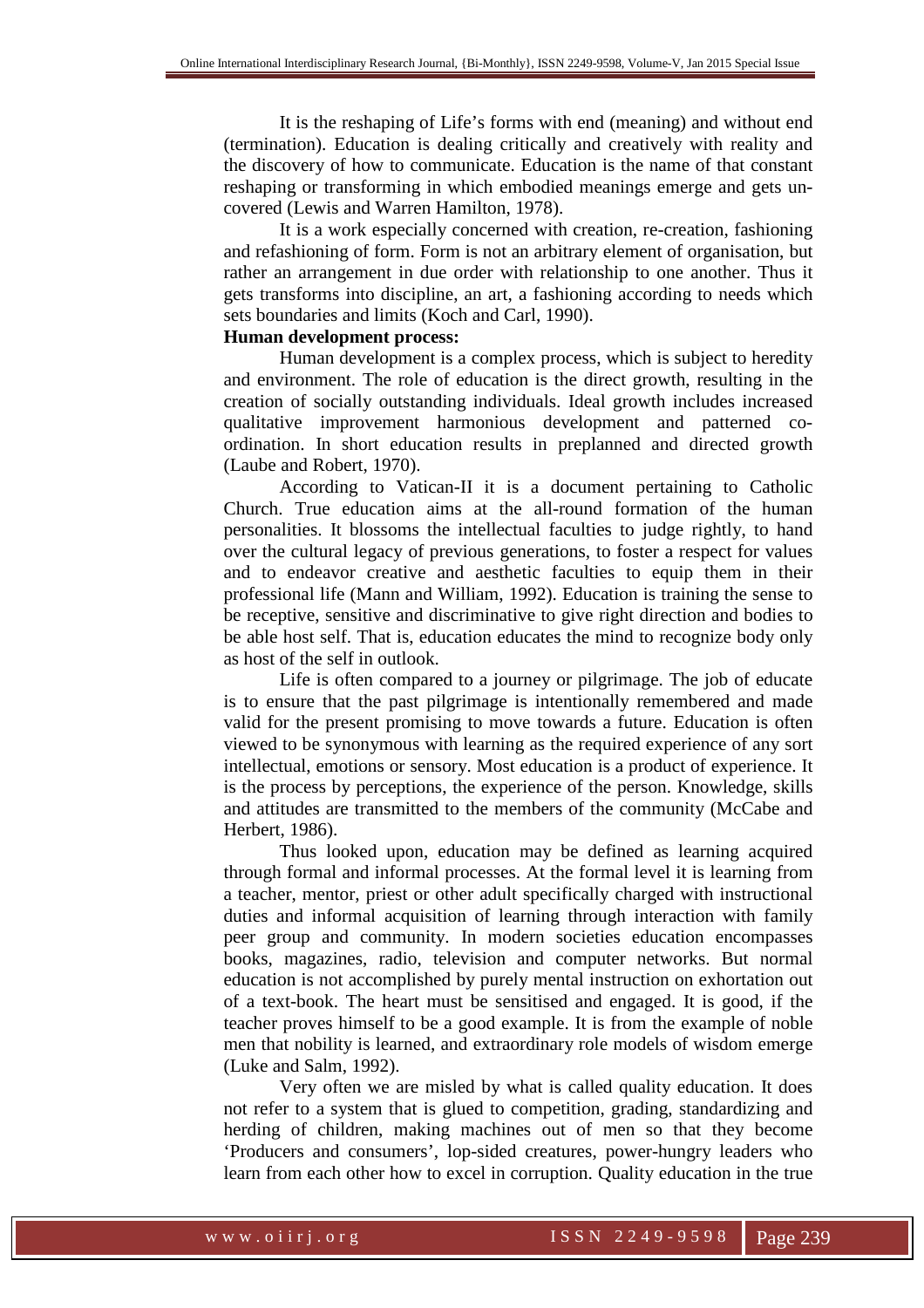It is the reshaping of Life's forms with end (meaning) and without end (termination). Education is dealing critically and creatively with reality and the discovery of how to communicate. Education is the name of that constant reshaping or transforming in which embodied meanings emerge and gets un-covered (Lewis and Warren Hamilton, 1978).

It is a work especially concerned with creation, re-creation, fashioning and refashioning of form. Form is not an arbitrary element of organisation, but rather an arrangement in due order with relationship to one another. Thus it gets transforms into discipline, an art, a fashioning according to needs which sets boundaries and limits (Koch and Carl, 1990).

**Human development process:**

Human development is a complex process, which is subject to heredity and environment. The role of education is the direct growth, resulting in the creation of socially outstanding individuals. Ideal growth includes increased qualitative improvement harmonious development and patterned co-ordination. In short education results in preplanned and directed growth (Laube and Robert, 1970).

According to Vatican-II it is a document pertaining to Catholic Church. True education aims at the all-round formation of the human personalities. It blossoms the intellectual faculties to judge rightly, to hand over the cultural legacy of previous generations, to foster a respect for values and to endeavor creative and aesthetic faculties to equip them in their professional life (Mann and William, 1992). Education is training the sense to be receptive, sensitive and discriminative to give right direction and bodies to be able host self. That is, education educates the mind to recognize body only as host of the self in outlook.

Life is often compared to a journey or pilgrimage. The job of educate is to ensure that the past pilgrimage is intentionally remembered and made valid for the present promising to move towards a future. Education is often viewed to be synonymous with learning as the required experience of any sort intellectual, emotions or sensory. Most education is a product of experience. It is the process by perceptions, the experience of the person. Knowledge, skills and attitudes are transmitted to the members of the community (McCabe and Herbert, 1986).

Thus looked upon, education may be defined as learning acquired through formal and informal processes. At the formal level it is learning from a teacher, mentor, priest or other adult specifically charged with instructional duties and informal acquisition of learning through interaction with family peer group and community. In modern societies education encompasses books, magazines, radio, television and computer networks. But normal education is not accomplished by purely mental instruction on exhortation out of a text-book. The heart must be sensitised and engaged. It is good, if the teacher proves himself to be a good example. It is from the example of noble men that nobility is learned, and extraordinary role models of wisdom emerge (Luke and Salm, 1992).

Very often we are misled by what is called quality education. It does not refer to a system that is glued to competition, grading, standardizing and herding of children, making machines out of men so that they become 'Producers and consumers', lop-sided creatures, power-hungry leaders who learn from each other how to excel in corruption. Quality education in the true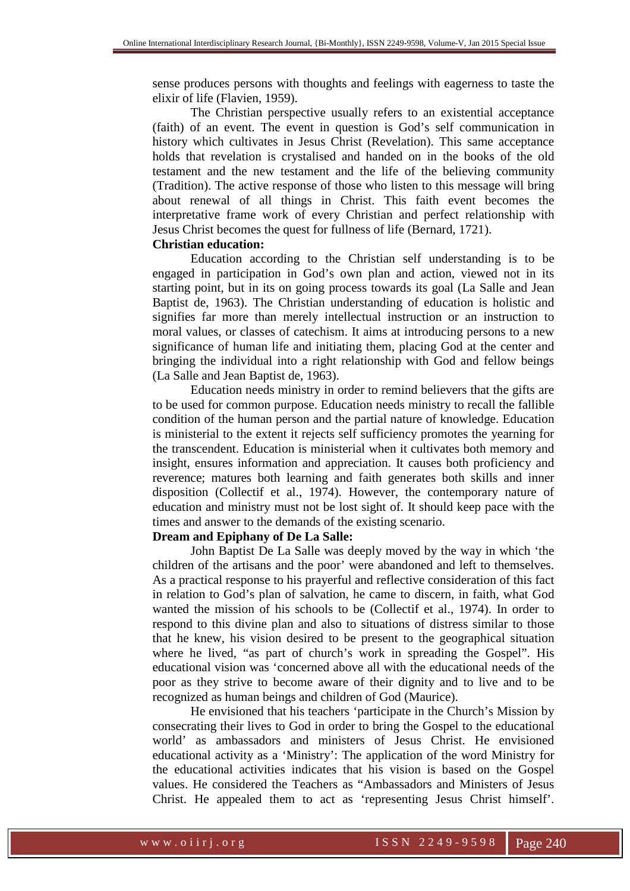sense produces persons with thoughts and feelings with eagerness to taste the elixir of life (Flavien, 1959).

The Christian perspective usually refers to an existential acceptance (faith) of an event. The event in question is God's self communication in history which cultivates in Jesus Christ (Revelation). This same acceptance holds that revelation is crystalised and handed on in the books of the old testament and the new testament and the life of the believing community (Tradition). The active response of those who listen to this message will bring about renewal of all things in Christ. This faith event becomes the interpretative frame work of every Christian and perfect relationship with Jesus Christ becomes the quest for fullness of life (Bernard, 1721).

**Christian education:**

Education according to the Christian self understanding is to be engaged in participation in God's own plan and action, viewed not in its starting point, but in its on going process towards its goal (La Salle and Jean Baptist de, 1963). The Christian understanding of education is holistic and signifies far more than merely intellectual instruction or an instruction to moral values, or classes of catechism. It aims at introducing persons to a new significance of human life and initiating them, placing God at the center and bringing the individual into a right relationship with God and fellow beings (La Salle and Jean Baptist de, 1963).

Education needs ministry in order to remind believers that the gifts are to be used for common purpose. Education needs ministry to recall the fallible condition of the human person and the partial nature of knowledge. Education is ministerial to the extent it rejects self sufficiency promotes the yearning for the transcendent. Education is ministerial when it cultivates both memory and insight, ensures information and appreciation. It causes both proficiency and reverence; matures both learning and faith generates both skills and inner disposition (Collectif et al., 1974). However, the contemporary nature of education and ministry must not be lost sight of. It should keep pace with the times and answer to the demands of the existing scenario.

**Dream and Epiphany of De La Salle:**

John Baptist De La Salle was deeply moved by the way in which 'the children of the artisans and the poor' were abandoned and left to themselves. As a practical response to his prayerful and reflective consideration of this fact in relation to God's plan of salvation, he came to discern, in faith, what God wanted the mission of his schools to be (Collectif et al., 1974). In order to respond to this divine plan and also to situations of distress similar to those that he knew, his vision desired to be present to the geographical situation where he lived, "as part of church's work in spreading the Gospel". His educational vision was 'concerned above all with the educational needs of the poor as they strive to become aware of their dignity and to live and to be recognized as human beings and children of God (Maurice).

He envisioned that his teachers 'participate in the Church's Mission by consecrating their lives to God in order to bring the Gospel to the educational world' as ambassadors and ministers of Jesus Christ. He envisioned educational activity as a 'Ministry': The application of the word Ministry for the educational activities indicates that his vision is based on the Gospel values. He considered the Teachers as "Ambassadors and Ministers of Jesus Christ. He appealed them to act as 'representing Jesus Christ himself'.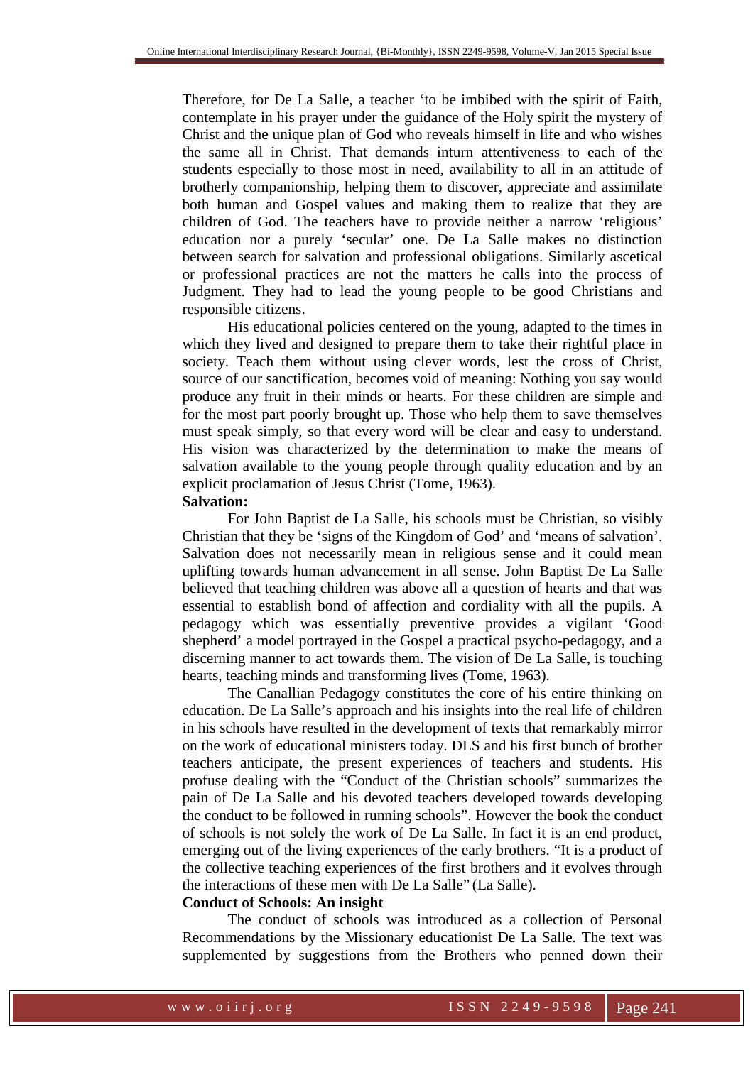Therefore, for De La Salle, a teacher 'to be imbibed with the spirit of Faith, contemplate in his prayer under the guidance of the Holy spirit the mystery of Christ and the unique plan of God who reveals himself in life and who wishes the same all in Christ. That demands inturn attentiveness to each of the students especially to those most in need, availability to all in an attitude of brotherly companionship, helping them to discover, appreciate and assimilate both human and Gospel values and making them to realize that they are children of God. The teachers have to provide neither a narrow 'religious' education nor a purely 'secular' one. De La Salle makes no distinction between search for salvation and professional obligations. Similarly ascetical or professional practices are not the matters he calls into the process of Judgment. They had to lead the young people to be good Christians and responsible citizens.

His educational policies centered on the young, adapted to the times in which they lived and designed to prepare them to take their rightful place in society. Teach them without using clever words, lest the cross of Christ, source of our sanctification, becomes void of meaning: Nothing you say would produce any fruit in their minds or hearts. For these children are simple and for the most part poorly brought up. Those who help them to save themselves must speak simply, so that every word will be clear and easy to understand. His vision was characterized by the determination to make the means of salvation available to the young people through quality education and by an explicit proclamation of Jesus Christ (Tome, 1963).

**Salvation:**

For John Baptist de La Salle, his schools must be Christian, so visibly Christian that they be 'signs of the Kingdom of God' and 'means of salvation'. Salvation does not necessarily mean in religious sense and it could mean uplifting towards human advancement in all sense. John Baptist De La Salle believed that teaching children was above all a question of hearts and that was essential to establish bond of affection and cordiality with all the pupils. A pedagogy which was essentially preventive provides a vigilant 'Good shepherd' a model portrayed in the Gospel a practical psycho-pedagogy, and a discerning manner to act towards them. The vision of De La Salle, is touching hearts, teaching minds and transforming lives (Tome, 1963).

The Canallian Pedagogy constitutes the core of his entire thinking on education. De La Salle's approach and his insights into the real life of children in his schools have resulted in the development of texts that remarkably mirror on the work of educational ministers today. DLS and his first bunch of brother teachers anticipate, the present experiences of teachers and students. His profuse dealing with the "Conduct of the Christian schools" summarizes the pain of De La Salle and his devoted teachers developed towards developing the conduct to be followed in running schools". However the book the conduct of schools is not solely the work of De La Salle. In fact it is an end product, emerging out of the living experiences of the early brothers. "It is a product of the collective teaching experiences of the first brothers and it evolves through the interactions of these men with De La Salle" (La Salle).

**Conduct of Schools: An insight**

The conduct of schools was introduced as a collection of Personal Recommendations by the Missionary educationist De La Salle. The text was supplemented by suggestions from the Brothers who penned down their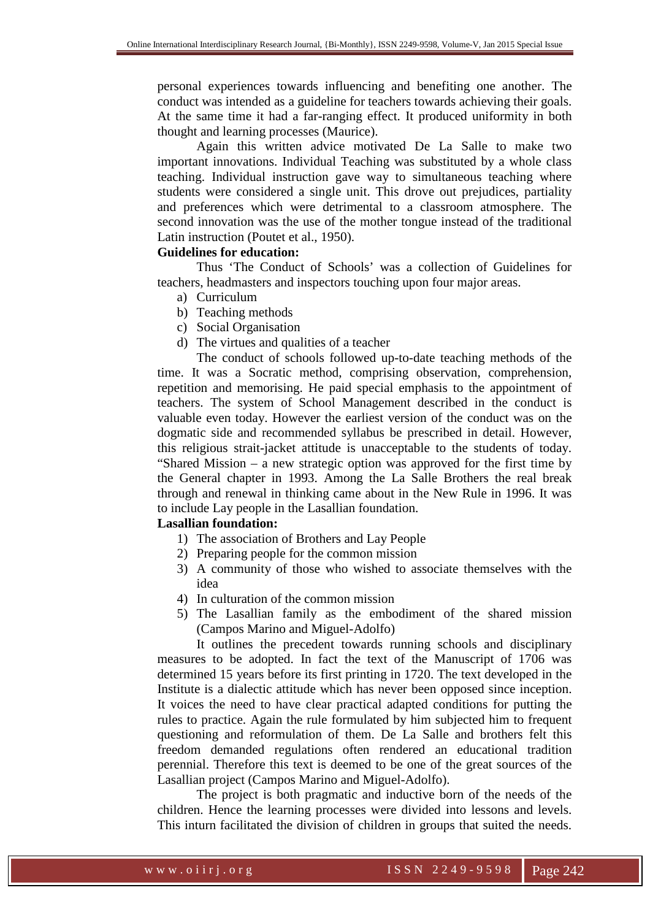personal experiences towards influencing and benefiting one another. The conduct was intended as a guideline for teachers towards achieving their goals. At the same time it had a far-ranging effect. It produced uniformity in both thought and learning processes (Maurice).

Again this written advice motivated De La Salle to make two important innovations. Individual Teaching was substituted by a whole class teaching. Individual instruction gave way to simultaneous teaching where students were considered a single unit. This drove out prejudices, partiality and preferences which were detrimental to a classroom atmosphere. The second innovation was the use of the mother tongue instead of the traditional Latin instruction (Poutet et al., 1950).

**Guidelines for education:**

Thus 'The Conduct of Schools' was a collection of Guidelines for teachers, headmasters and inspectors touching upon four major areas.

a) Curriculum
b) Teaching methods
c) Social Organisation
d) The virtues and qualities of a teacher

The conduct of schools followed up-to-date teaching methods of the time. It was a Socratic method, comprising observation, comprehension, repetition and memorising. He paid special emphasis to the appointment of teachers. The system of School Management described in the conduct is valuable even today. However the earliest version of the conduct was on the dogmatic side and recommended syllabus be prescribed in detail. However, this religious strait-jacket attitude is unacceptable to the students of today. "Shared Mission – a new strategic option was approved for the first time by the General chapter in 1993. Among the La Salle Brothers the real break through and renewal in thinking came about in the New Rule in 1996. It was to include Lay people in the Lasallian foundation.

**Lasallian foundation:**

1) The association of Brothers and Lay People
2) Preparing people for the common mission
3) A community of those who wished to associate themselves with the idea
4) In culturation of the common mission
5) The Lasallian family as the embodiment of the shared mission (Campos Marino and Miguel-Adolfo)

It outlines the precedent towards running schools and disciplinary measures to be adopted. In fact the text of the Manuscript of 1706 was determined 15 years before its first printing in 1720. The text developed in the Institute is a dialectic attitude which has never been opposed since inception. It voices the need to have clear practical adapted conditions for putting the rules to practice. Again the rule formulated by him subjected him to frequent questioning and reformulation of them. De La Salle and brothers felt this freedom demanded regulations often rendered an educational tradition perennial. Therefore this text is deemed to be one of the great sources of the Lasallian project (Campos Marino and Miguel-Adolfo).

The project is both pragmatic and inductive born of the needs of the children. Hence the learning processes were divided into lessons and levels. This inturn facilitated the division of children in groups that suited the needs.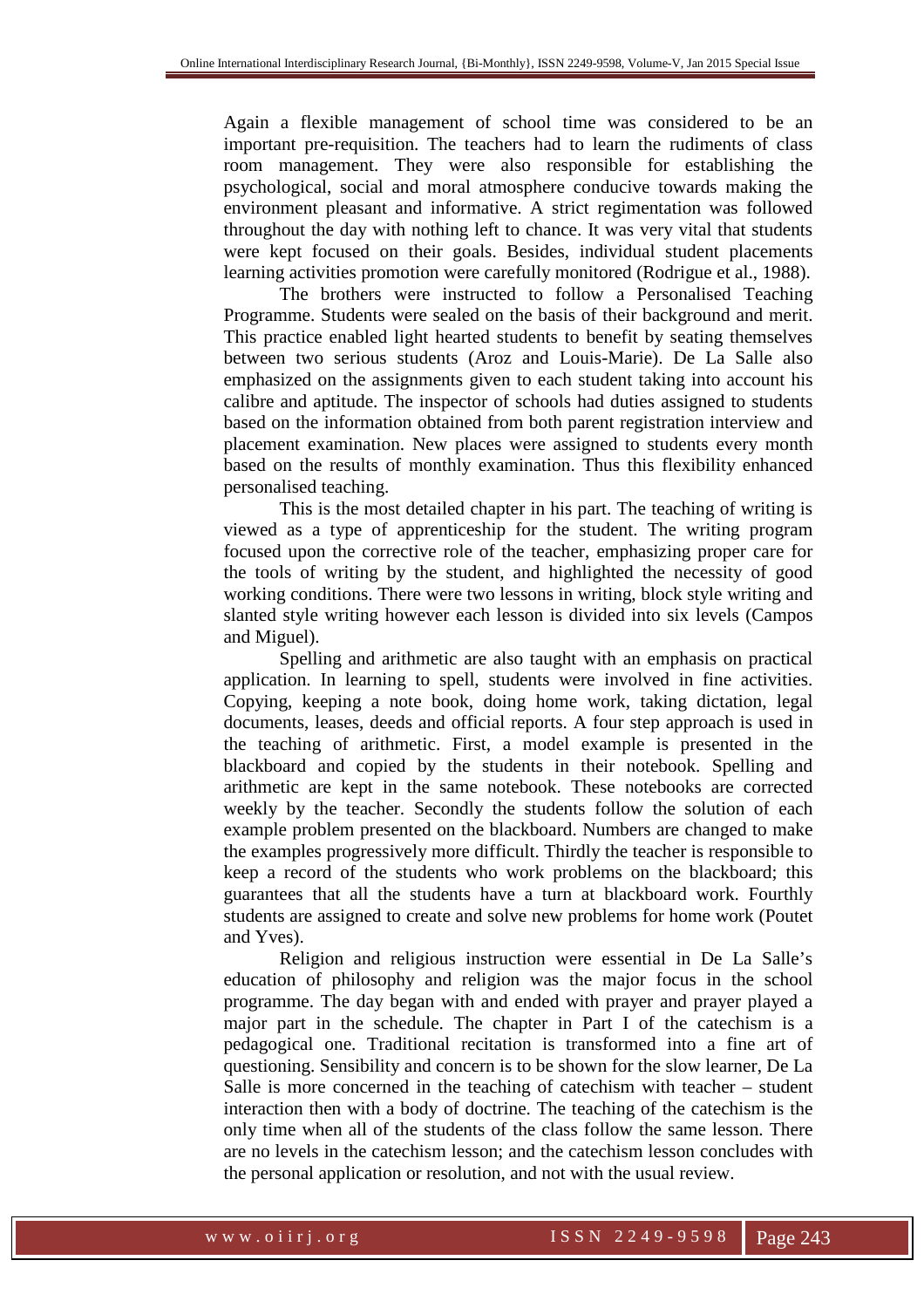Again a flexible management of school time was considered to be an important pre-requisition. The teachers had to learn the rudiments of class room management. They were also responsible for establishing the psychological, social and moral atmosphere conducive towards making the environment pleasant and informative. A strict regimentation was followed throughout the day with nothing left to chance. It was very vital that students were kept focused on their goals. Besides, individual student placements learning activities promotion were carefully monitored (Rodrigue et al., 1988).

The brothers were instructed to follow a Personalised Teaching Programme. Students were sealed on the basis of their background and merit. This practice enabled light hearted students to benefit by seating themselves between two serious students (Aroz and Louis-Marie). De La Salle also emphasized on the assignments given to each student taking into account his calibre and aptitude. The inspector of schools had duties assigned to students based on the information obtained from both parent registration interview and placement examination. New places were assigned to students every month based on the results of monthly examination. Thus this flexibility enhanced personalised teaching.

This is the most detailed chapter in his part. The teaching of writing is viewed as a type of apprenticeship for the student. The writing program focused upon the corrective role of the teacher, emphasizing proper care for the tools of writing by the student, and highlighted the necessity of good working conditions. There were two lessons in writing, block style writing and slanted style writing however each lesson is divided into six levels (Campos and Miguel).

Spelling and arithmetic are also taught with an emphasis on practical application. In learning to spell, students were involved in fine activities. Copying, keeping a note book, doing home work, taking dictation, legal documents, leases, deeds and official reports. A four step approach is used in the teaching of arithmetic. First, a model example is presented in the blackboard and copied by the students in their notebook. Spelling and arithmetic are kept in the same notebook. These notebooks are corrected weekly by the teacher. Secondly the students follow the solution of each example problem presented on the blackboard. Numbers are changed to make the examples progressively more difficult. Thirdly the teacher is responsible to keep a record of the students who work problems on the blackboard; this guarantees that all the students have a turn at blackboard work. Fourthly students are assigned to create and solve new problems for home work (Poutet and Yves).

Religion and religious instruction were essential in De La Salle's education of philosophy and religion was the major focus in the school programme. The day began with and ended with prayer and prayer played a major part in the schedule. The chapter in Part I of the catechism is a pedagogical one. Traditional recitation is transformed into a fine art of questioning. Sensibility and concern is to be shown for the slow learner, De La Salle is more concerned in the teaching of catechism with teacher – student interaction then with a body of doctrine. The teaching of the catechism is the only time when all of the students of the class follow the same lesson. There are no levels in the catechism lesson; and the catechism lesson concludes with the personal application or resolution, and not with the usual review.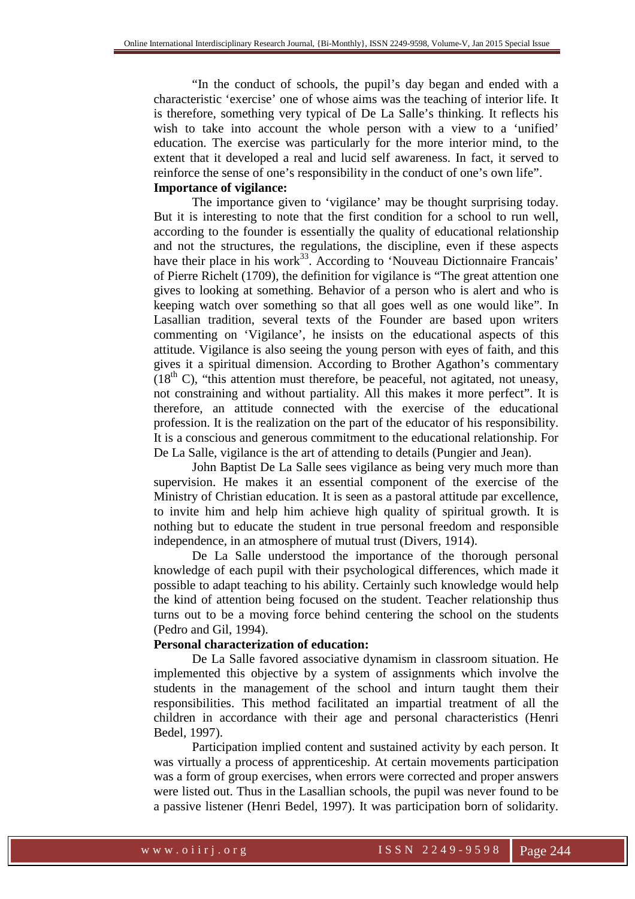"In the conduct of schools, the pupil's day began and ended with a characteristic 'exercise' one of whose aims was the teaching of interior life. It is therefore, something very typical of De La Salle's thinking. It reflects his wish to take into account the whole person with a view to a 'unified' education. The exercise was particularly for the more interior mind, to the extent that it developed a real and lucid self awareness. In fact, it served to reinforce the sense of one's responsibility in the conduct of one's own life".

**Importance of vigilance:**

The importance given to 'vigilance' may be thought surprising today. But it is interesting to note that the first condition for a school to run well, according to the founder is essentially the quality of educational relationship and not the structures, the regulations, the discipline, even if these aspects have their place in his work[33]. According to 'Nouveau Dictionnaire Francais' of Pierre Richelt (1709), the definition for vigilance is "The great attention one gives to looking at something. Behavior of a person who is alert and who is keeping watch over something so that all goes well as one would like". In Lasallian tradition, several texts of the Founder are based upon writers commenting on 'Vigilance', he insists on the educational aspects of this attitude. Vigilance is also seeing the young person with eyes of faith, and this gives it a spiritual dimension. According to Brother Agathon's commentary ($18^{th}$ C), "this attention must therefore, be peaceful, not agitated, not uneasy, not constraining and without partiality. All this makes it more perfect". It is therefore, an attitude connected with the exercise of the educational profession. It is the realization on the part of the educator of his responsibility. It is a conscious and generous commitment to the educational relationship. For De La Salle, vigilance is the art of attending to details (Pungier and Jean).

John Baptist De La Salle sees vigilance as being very much more than supervision. He makes it an essential component of the exercise of the Ministry of Christian education. It is seen as a pastoral attitude par excellence, to invite him and help him achieve high quality of spiritual growth. It is nothing but to educate the student in true personal freedom and responsible independence, in an atmosphere of mutual trust (Divers, 1914).

De La Salle understood the importance of the thorough personal knowledge of each pupil with their psychological differences, which made it possible to adapt teaching to his ability. Certainly such knowledge would help the kind of attention being focused on the student. Teacher relationship thus turns out to be a moving force behind centering the school on the students (Pedro and Gil, 1994).

**Personal characterization of education:**

De La Salle favored associative dynamism in classroom situation. He implemented this objective by a system of assignments which involve the students in the management of the school and inturn taught them their responsibilities. This method facilitated an impartial treatment of all the children in accordance with their age and personal characteristics (Henri Bedel, 1997).

Participation implied content and sustained activity by each person. It was virtually a process of apprenticeship. At certain movements participation was a form of group exercises, when errors were corrected and proper answers were listed out. Thus in the Lasallian schools, the pupil was never found to be a passive listener (Henri Bedel, 1997). It was participation born of solidarity.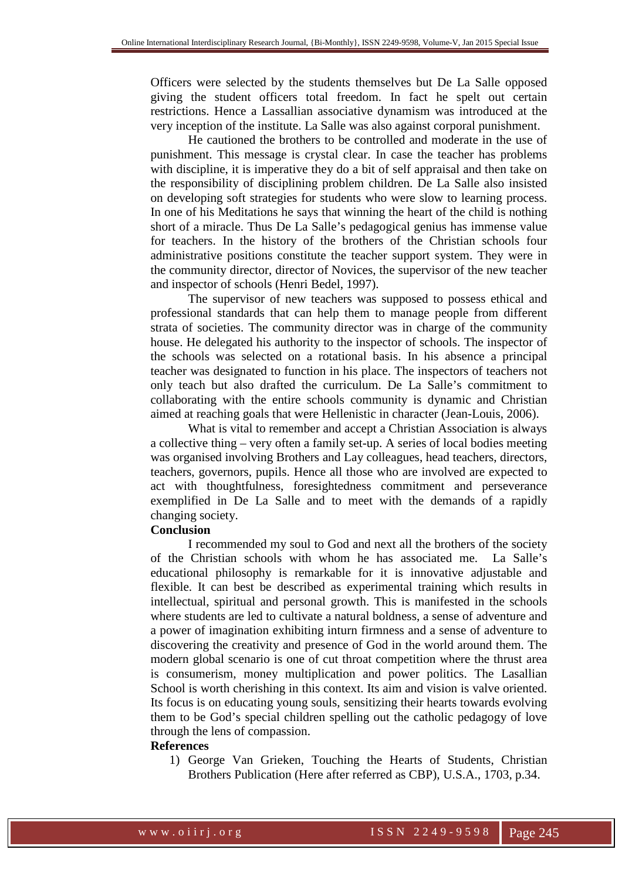Officers were selected by the students themselves but De La Salle opposed giving the student officers total freedom. In fact he spelt out certain restrictions. Hence a Lassallian associative dynamism was introduced at the very inception of the institute. La Salle was also against corporal punishment.

He cautioned the brothers to be controlled and moderate in the use of punishment. This message is crystal clear. In case the teacher has problems with discipline, it is imperative they do a bit of self appraisal and then take on the responsibility of disciplining problem children. De La Salle also insisted on developing soft strategies for students who were slow to learning process. In one of his Meditations he says that winning the heart of the child is nothing short of a miracle. Thus De La Salle's pedagogical genius has immense value for teachers. In the history of the brothers of the Christian schools four administrative positions constitute the teacher support system. They were in the community director, director of Novices, the supervisor of the new teacher and inspector of schools (Henri Bedel, 1997).

The supervisor of new teachers was supposed to possess ethical and professional standards that can help them to manage people from different strata of societies. The community director was in charge of the community house. He delegated his authority to the inspector of schools. The inspector of the schools was selected on a rotational basis. In his absence a principal teacher was designated to function in his place. The inspectors of teachers not only teach but also drafted the curriculum. De La Salle's commitment to collaborating with the entire schools community is dynamic and Christian aimed at reaching goals that were Hellenistic in character (Jean-Louis, 2006).

What is vital to remember and accept a Christian Association is always a collective thing – very often a family set-up. A series of local bodies meeting was organised involving Brothers and Lay colleagues, head teachers, directors, teachers, governors, pupils. Hence all those who are involved are expected to act with thoughtfulness, foresightedness commitment and perseverance exemplified in De La Salle and to meet with the demands of a rapidly changing society.

**Conclusion**

I recommended my soul to God and next all the brothers of the society of the Christian schools with whom he has associated me. La Salle's educational philosophy is remarkable for it is innovative adjustable and flexible. It can best be described as experimental training which results in intellectual, spiritual and personal growth. This is manifested in the schools where students are led to cultivate a natural boldness, a sense of adventure and a power of imagination exhibiting inturn firmness and a sense of adventure to discovering the creativity and presence of God in the world around them. The modern global scenario is one of cut throat competition where the thrust area is consumerism, money multiplication and power politics. The Lasallian School is worth cherishing in this context. Its aim and vision is valve oriented. Its focus is on educating young souls, sensitizing their hearts towards evolving them to be God's special children spelling out the catholic pedagogy of love through the lens of compassion.

**References**

1) George Van Grieken, Touching the Hearts of Students, Christian Brothers Publication (Here after referred as CBP), U.S.A., 1703, p.34.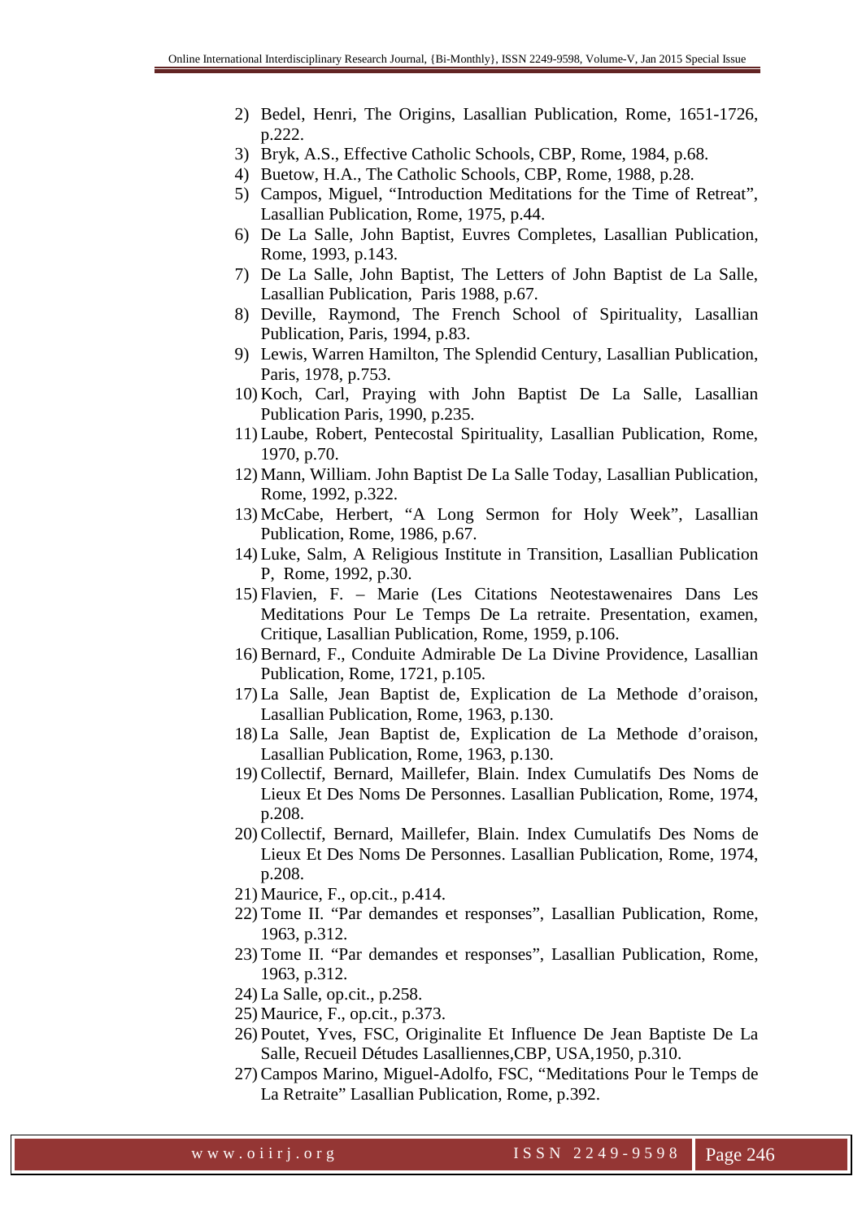2) Bedel, Henri, The Origins, Lasallian Publication, Rome, 1651-1726, p.222.
3) Bryk, A.S., Effective Catholic Schools, CBP, Rome, 1984, p.68.
4) Buetow, H.A., The Catholic Schools, CBP, Rome, 1988, p.28.
5) Campos, Miguel, "Introduction Meditations for the Time of Retreat", Lasallian Publication, Rome, 1975, p.44.
6) De La Salle, John Baptist, Euvres Completes, Lasallian Publication, Rome, 1993, p.143.
7) De La Salle, John Baptist, The Letters of John Baptist de La Salle, Lasallian Publication, Paris 1988, p.67.
8) Deville, Raymond, The French School of Spirituality, Lasallian Publication, Paris, 1994, p.83.
9) Lewis, Warren Hamilton, The Splendid Century, Lasallian Publication, Paris, 1978, p.753.
10) Koch, Carl, Praying with John Baptist De La Salle, Lasallian Publication Paris, 1990, p.235.
11) Laube, Robert, Pentecostal Spirituality, Lasallian Publication, Rome, 1970, p.70.
12) Mann, William. John Baptist De La Salle Today, Lasallian Publication, Rome, 1992, p.322.
13) McCabe, Herbert, "A Long Sermon for Holy Week", Lasallian Publication, Rome, 1986, p.67.
14) Luke, Salm, A Religious Institute in Transition, Lasallian Publication P, Rome, 1992, p.30.
15) Flavien, F. – Marie (Les Citations Neotestawenaires Dans Les Meditations Pour Le Temps De La retraite. Presentation, examen, Critique, Lasallian Publication, Rome, 1959, p.106.
16) Bernard, F., Conduite Admirable De La Divine Providence, Lasallian Publication, Rome, 1721, p.105.
17) La Salle, Jean Baptist de, Explication de La Methode d'oraison, Lasallian Publication, Rome, 1963, p.130.
18) La Salle, Jean Baptist de, Explication de La Methode d'oraison, Lasallian Publication, Rome, 1963, p.130.
19) Collectif, Bernard, Maillefer, Blain. Index Cumulatifs Des Noms de Lieux Et Des Noms De Personnes. Lasallian Publication, Rome, 1974, p.208.
20) Collectif, Bernard, Maillefer, Blain. Index Cumulatifs Des Noms de Lieux Et Des Noms De Personnes. Lasallian Publication, Rome, 1974, p.208.
21) Maurice, F., op.cit., p.414.
22) Tome II. "Par demandes et responses", Lasallian Publication, Rome, 1963, p.312.
23) Tome II. "Par demandes et responses", Lasallian Publication, Rome, 1963, p.312.
24) La Salle, op.cit., p.258.
25) Maurice, F., op.cit., p.373.
26) Poutet, Yves, FSC, Originalite Et Influence De Jean Baptiste De La Salle, Recueil Détudes Lasalliennes,CBP, USA,1950, p.310.
27) Campos Marino, Miguel-Adolfo, FSC, "Meditations Pour le Temps de La Retraite" Lasallian Publication, Rome, p.392.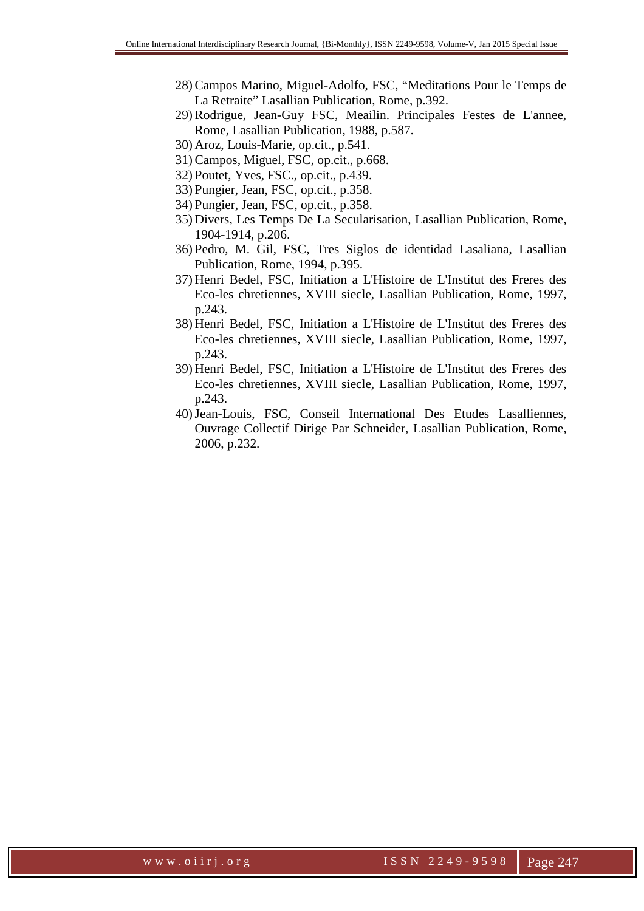28) Campos Marino, Miguel-Adolfo, FSC, "Meditations Pour le Temps de La Retraite" Lasallian Publication, Rome, p.392.
29) Rodrigue, Jean-Guy FSC, Meailin. Principales Festes de L'annee, Rome, Lasallian Publication, 1988, p.587.
30) Aroz, Louis-Marie, op.cit., p.541.
31) Campos, Miguel, FSC, op.cit., p.668.
32) Poutet, Yves, FSC., op.cit., p.439.
33) Pungier, Jean, FSC, op.cit., p.358.
34) Pungier, Jean, FSC, op.cit., p.358.
35) Divers, Les Temps De La Secularisation, Lasallian Publication, Rome, 1904-1914, p.206.
36) Pedro, M. Gil, FSC, Tres Siglos de identidad Lasaliana, Lasallian Publication, Rome, 1994, p.395.
37) Henri Bedel, FSC, Initiation a L'Histoire de L'Institut des Freres des Eco-les chretiennes, XVIII siecle, Lasallian Publication, Rome, 1997, p.243.
38) Henri Bedel, FSC, Initiation a L'Histoire de L'Institut des Freres des Eco-les chretiennes, XVIII siecle, Lasallian Publication, Rome, 1997, p.243.
39) Henri Bedel, FSC, Initiation a L'Histoire de L'Institut des Freres des Eco-les chretiennes, XVIII siecle, Lasallian Publication, Rome, 1997, p.243.
40) Jean-Louis, FSC, Conseil International Des Etudes Lasalliennes, Ouvrage Collectif Dirige Par Schneider, Lasallian Publication, Rome, 2006, p.232.